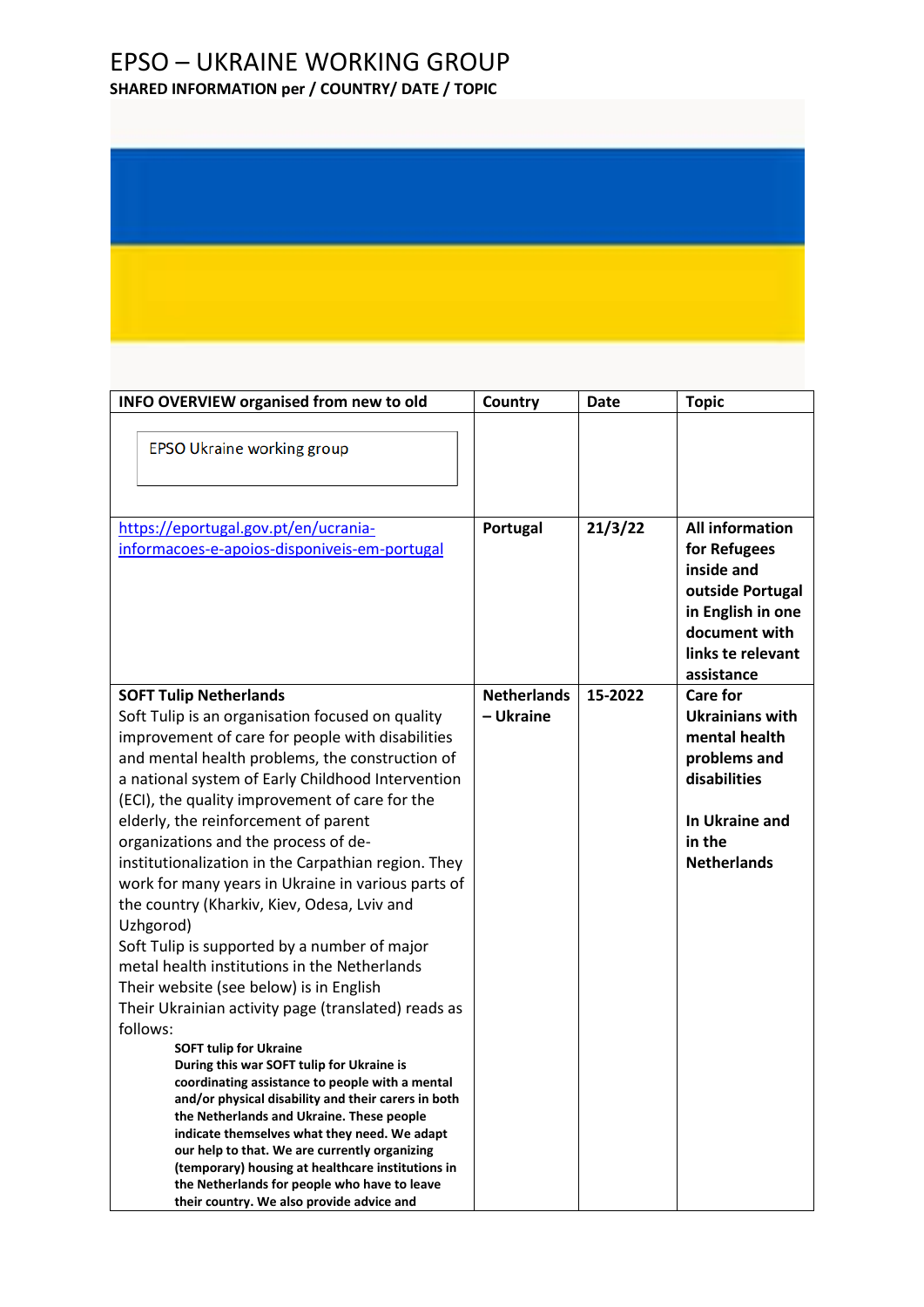# EPSO – UKRAINE WORKING GROUP

**SHARED INFORMATION per / COUNTRY/ DATE / TOPIC**

| INFO OVERVIEW organised from new to old | Country | Date | Topic |
|---|---|---|---|
| EPSO Ukraine working group | | | |
| https://eportugal.gov.pt/en/ucrania-informacoes-e-apoios-disponiveis-em-portugal | **Portugal** | **21/3/22** | **All information for Refugees inside and outside Portugal in English in one document with links te relevant assistance** |
| **SOFT Tulip Netherlands**<br>Soft Tulip is an organisation focused on quality improvement of care for people with disabilities and mental health problems, the construction of a national system of Early Childhood Intervention (ECI), the quality improvement of care for the elderly, the reinforcement of parent organizations and the process of de-institutionalization in the Carpathian region. They work for many years in Ukraine in various parts of the country (Kharkiv, Kiev, Odesa, Lviv and Uzhgorod)<br>Soft Tulip is supported by a number of major metal health institutions in the Netherlands<br>Their website (see below) is in English<br>Their Ukrainian activity page (translated) reads as follows:<br>**SOFT tulip for Ukraine**<br>**During this war SOFT tulip for Ukraine is coordinating assistance to people with a mental and/or physical disability and their carers in both the Netherlands and Ukraine. These people indicate themselves what they need. We adapt our help to that. We are currently organizing (temporary) housing at healthcare institutions in the Netherlands for people who have to leave their country. We also provide advice and** | **Netherlands – Ukraine** | **15-2022** | **Care for Ukrainians with mental health problems and disabilities**<br><br>**In Ukraine and in the Netherlands** |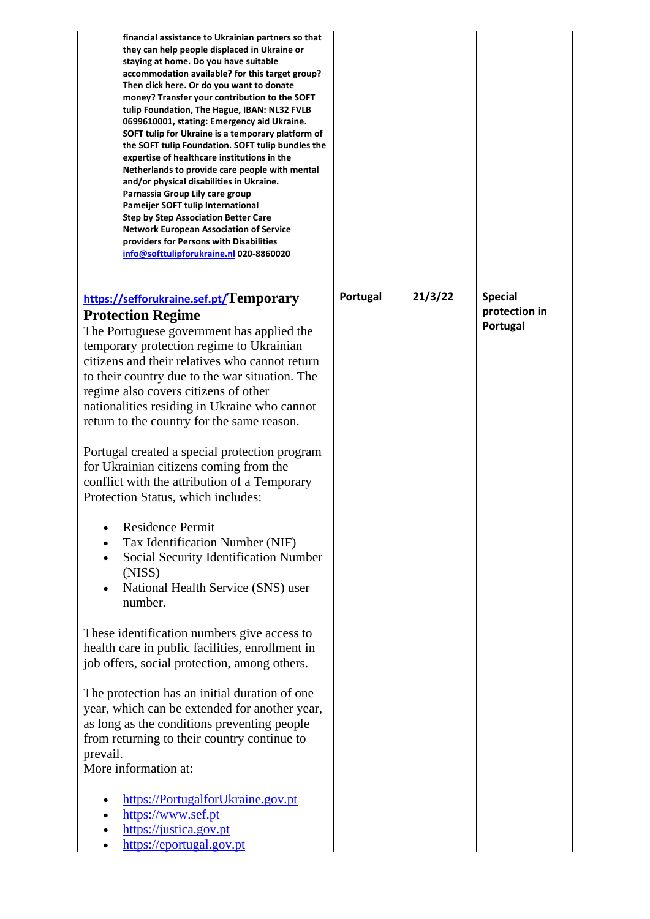| | | | |
|---|---|---|---|
| **financial assistance to Ukrainian partners so that they can help people displaced in Ukraine or staying at home. Do you have suitable accommodation available? for this target group? Then click here. Or do you want to donate money? Transfer your contribution to the SOFT tulip Foundation, The Hague, IBAN: NL32 FVLB 0699610001, stating: Emergency aid Ukraine. SOFT tulip for Ukraine is a temporary platform of the SOFT tulip Foundation. SOFT tulip bundles the expertise of healthcare institutions in the Netherlands to provide care people with mental and/or physical disabilities in Ukraine.**<br>**Parnassia Group Lily care group**<br>**Pameijer SOFT tulip International**<br>**Step by Step Association Better Care**<br>**Network European Association of Service providers for Persons with Disabilities**<br>**info@softtulipforukraine.nl 020-8860020** | | | |
| **https://sefforukraine.sef.pt/Temporary Protection Regime**<br>The Portuguese government has applied the temporary protection regime to Ukrainian citizens and their relatives who cannot return to their country due to the war situation. The regime also covers citizens of other nationalities residing in Ukraine who cannot return to the country for the same reason.<br><br>Portugal created a special protection program for Ukrainian citizens coming from the conflict with the attribution of a Temporary Protection Status, which includes:<br><br>• Residence Permit<br>• Tax Identification Number (NIF)<br>• Social Security Identification Number (NISS)<br>• National Health Service (SNS) user number.<br><br>These identification numbers give access to health care in public facilities, enrollment in job offers, social protection, among others.<br><br>The protection has an initial duration of one year, which can be extended for another year, as long as the conditions preventing people from returning to their country continue to prevail.<br>More information at:<br><br>• https://PortugalforUkraine.gov.pt<br>• https://www.sef.pt<br>• https://justica.gov.pt<br>• https://eportugal.gov.pt | **Portugal** | **21/3/22** | **Special protection in Portugal** |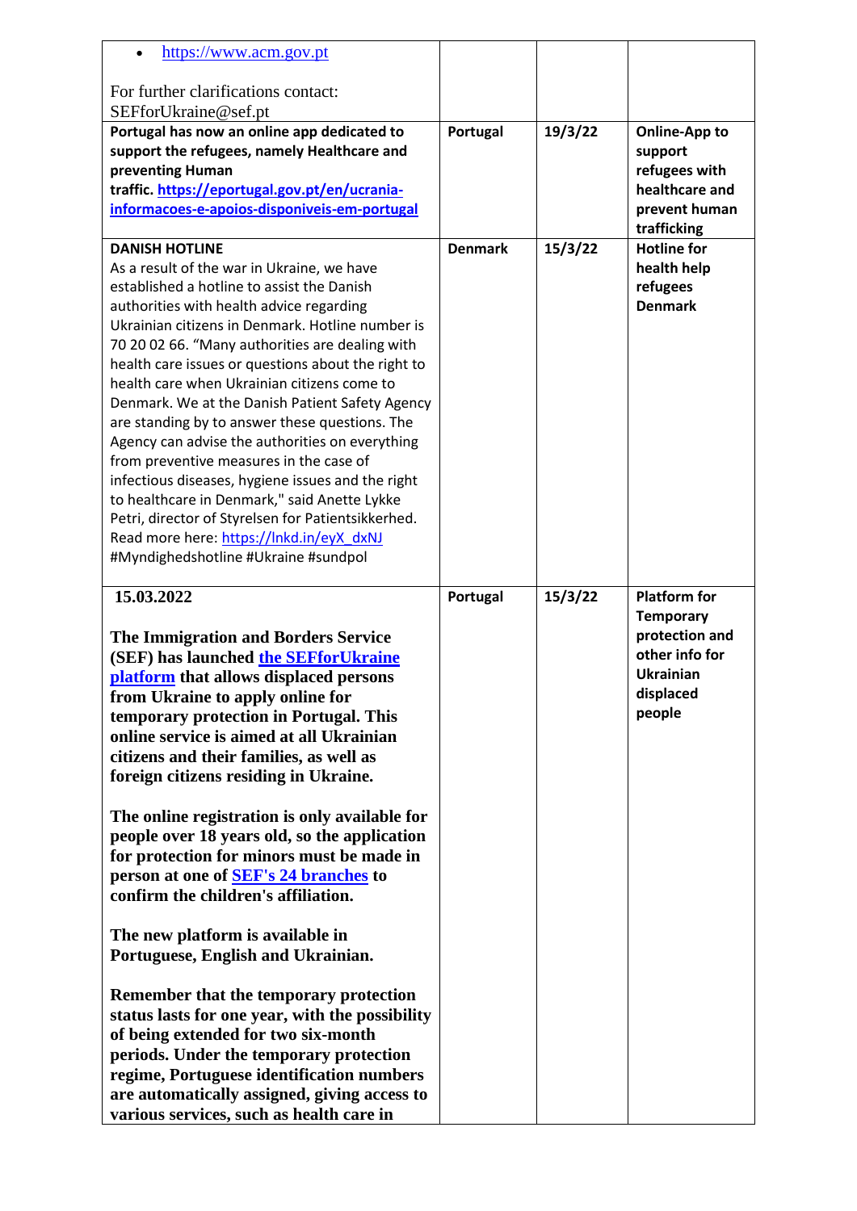| | | | |
|---|---|---|---|
| • https://www.acm.gov.pt<br><br>For further clarifications contact: SEFforUkraine@sef.pt | | | |
| **Portugal has now an online app dedicated to support the refugees, namely Healthcare and preventing Human traffic. https://eportugal.gov.pt/en/ucrania-informacoes-e-apoios-disponiveis-em-portugal** | **Portugal** | **19/3/22** | **Online-App to support refugees with healthcare and prevent human trafficking** |
| **DANISH HOTLINE**<br>As a result of the war in Ukraine, we have established a hotline to assist the Danish authorities with health advice regarding Ukrainian citizens in Denmark. Hotline number is 70 20 02 66. "Many authorities are dealing with health care issues or questions about the right to health care when Ukrainian citizens come to Denmark. We at the Danish Patient Safety Agency are standing by to answer these questions. The Agency can advise the authorities on everything from preventive measures in the case of infectious diseases, hygiene issues and the right to healthcare in Denmark," said Anette Lykke Petri, director of Styrelsen for Patientsikkerhed. Read more here: https://lnkd.in/eyX_dxNJ #Myndighedshotline #Ukraine #sundpol | **Denmark** | **15/3/22** | **Hotline for health help refugees Denmark** |
| **15.03.2022**<br><br>**The Immigration and Borders Service (SEF) has launched the SEFforUkraine platform that allows displaced persons from Ukraine to apply online for temporary protection in Portugal. This online service is aimed at all Ukrainian citizens and their families, as well as foreign citizens residing in Ukraine.**<br><br>**The online registration is only available for people over 18 years old, so the application for protection for minors must be made in person at one of SEF's 24 branches to confirm the children's affiliation.**<br><br>**The new platform is available in Portuguese, English and Ukrainian.**<br><br>**Remember that the temporary protection status lasts for one year, with the possibility of being extended for two six-month periods. Under the temporary protection regime, Portuguese identification numbers are automatically assigned, giving access to various services, such as health care in** | **Portugal** | **15/3/22** | **Platform for Temporary protection and other info for Ukrainian displaced people** |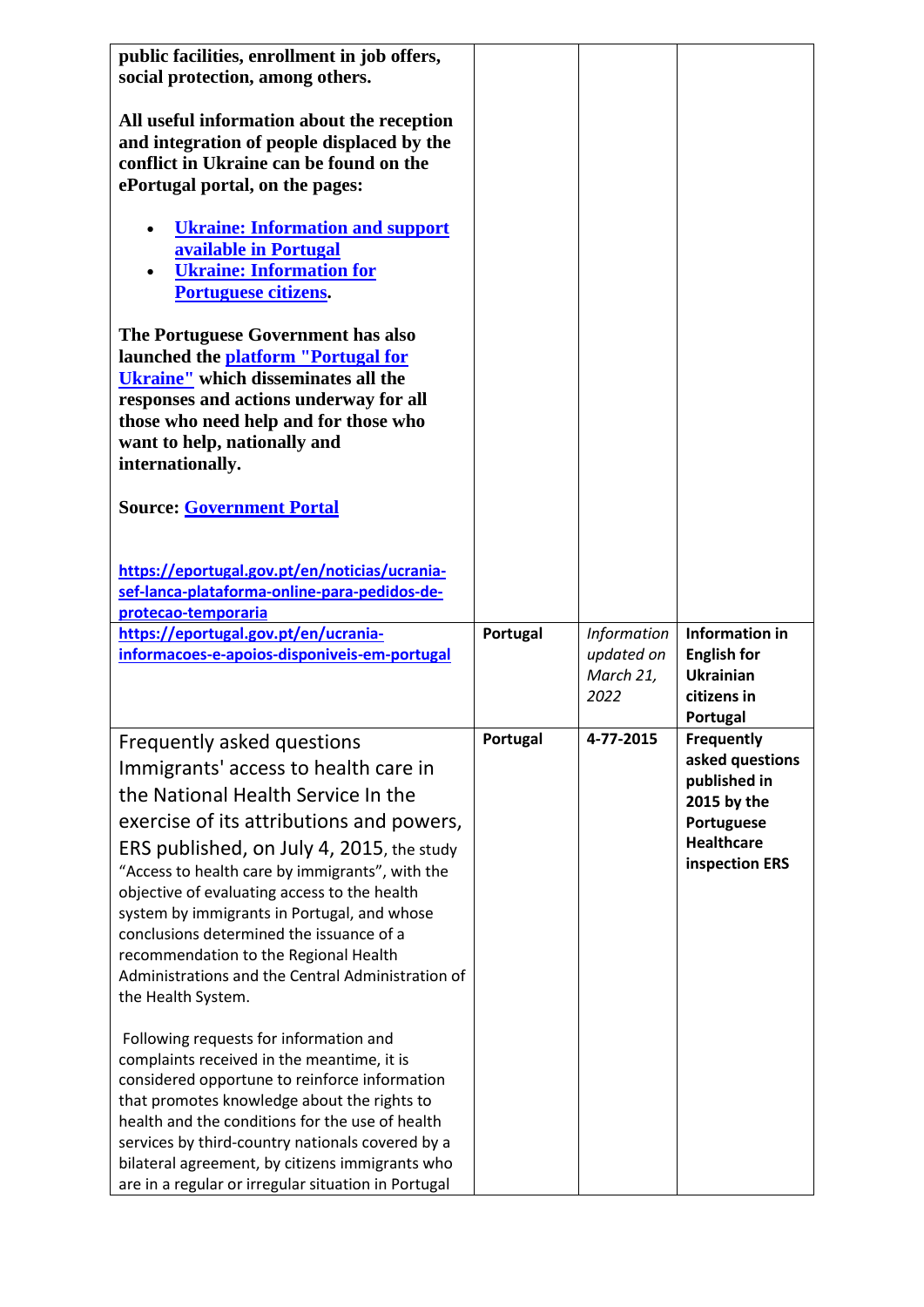| | | | |
|---|---|---|---|
| **public facilities, enrollment in job offers, social protection, among others.**<br><br>**All useful information about the reception and integration of people displaced by the conflict in Ukraine can be found on the ePortugal portal, on the pages:**<br><br>• **Ukraine: Information and support available in Portugal**<br>• **Ukraine: Information for Portuguese citizens.**<br><br>**The Portuguese Government has also launched the platform "Portugal for Ukraine" which disseminates all the responses and actions underway for all those who need help and for those who want to help, nationally and internationally.**<br><br>**Source: Government Portal**<br><br>**https://eportugal.gov.pt/en/noticias/ucrania-sef-lanca-plataforma-online-para-pedidos-de-protecao-temporaria** | | | |
| **https://eportugal.gov.pt/en/ucrania-informacoes-e-apoios-disponiveis-em-portugal** | **Portugal** | *Information updated on March 21, 2022* | **Information in English for Ukrainian citizens in Portugal** |
| Frequently asked questions Immigrants' access to health care in the National Health Service In the exercise of its attributions and powers, ERS published, on July 4, 2015, the study "Access to health care by immigrants", with the objective of evaluating access to the health system by immigrants in Portugal, and whose conclusions determined the issuance of a recommendation to the Regional Health Administrations and the Central Administration of the Health System.<br><br>Following requests for information and complaints received in the meantime, it is considered opportune to reinforce information that promotes knowledge about the rights to health and the conditions for the use of health services by third-country nationals covered by a bilateral agreement, by citizens immigrants who are in a regular or irregular situation in Portugal | **Portugal** | **4-77-2015** | **Frequently asked questions published in 2015 by the Portuguese Healthcare inspection ERS** |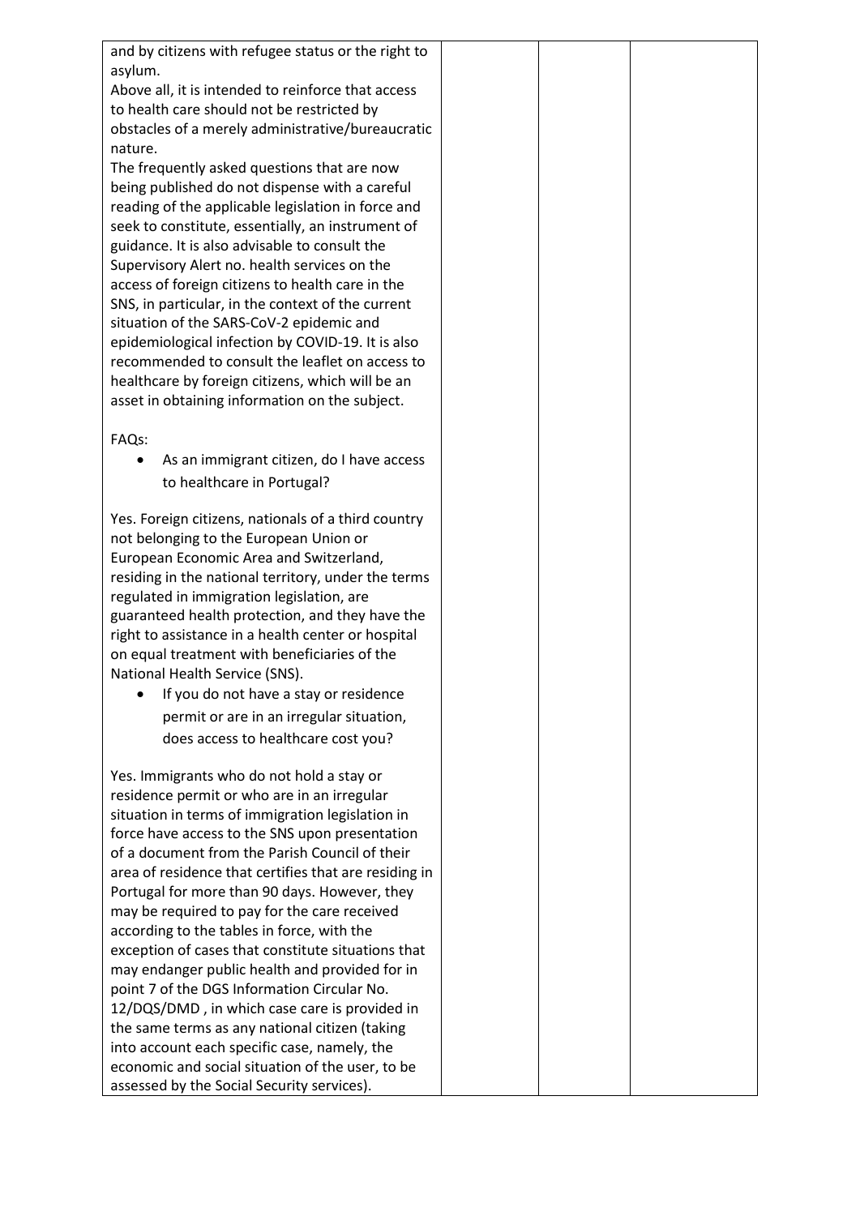| and by citizens with refugee status or the right to asylum.<br>Above all, it is intended to reinforce that access to health care should not be restricted by obstacles of a merely administrative/bureaucratic nature.<br>The frequently asked questions that are now being published do not dispense with a careful reading of the applicable legislation in force and seek to constitute, essentially, an instrument of guidance. It is also advisable to consult the Supervisory Alert no. health services on the access of foreign citizens to health care in the SNS, in particular, in the context of the current situation of the SARS-CoV-2 epidemic and epidemiological infection by COVID-19. It is also recommended to consult the leaflet on access to healthcare by foreign citizens, which will be an asset in obtaining information on the subject.<br><br>FAQs:<br>• As an immigrant citizen, do I have access to healthcare in Portugal?<br><br>Yes. Foreign citizens, nationals of a third country not belonging to the European Union or European Economic Area and Switzerland, residing in the national territory, under the terms regulated in immigration legislation, are guaranteed health protection, and they have the right to assistance in a health center or hospital on equal treatment with beneficiaries of the National Health Service (SNS).<br>• If you do not have a stay or residence permit or are in an irregular situation, does access to healthcare cost you?<br><br>Yes. Immigrants who do not hold a stay or residence permit or who are in an irregular situation in terms of immigration legislation in force have access to the SNS upon presentation of a document from the Parish Council of their area of residence that certifies that are residing in Portugal for more than 90 days. However, they may be required to pay for the care received according to the tables in force, with the exception of cases that constitute situations that may endanger public health and provided for in point 7 of the DGS Information Circular No. 12/DQS/DMD , in which case care is provided in the same terms as any national citizen (taking into account each specific case, namely, the economic and social situation of the user, to be assessed by the Social Security services). | | | |
|---|---|---|---|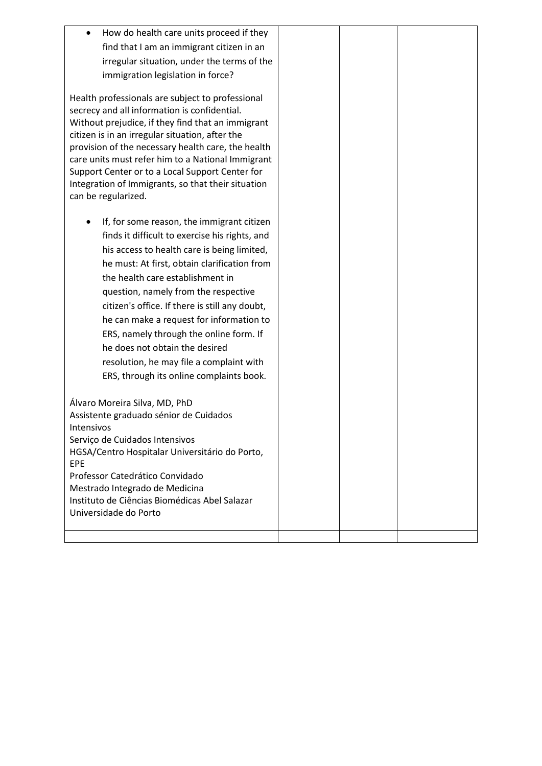| | | | |
|---|---|---|---|
| <ul><li>How do health care units proceed if they find that I am an immigrant citizen in an irregular situation, under the terms of the immigration legislation in force?</li></ul>Health professionals are subject to professional secrecy and all information is confidential. Without prejudice, if they find that an immigrant citizen is in an irregular situation, after the provision of the necessary health care, the health care units must refer him to a National Immigrant Support Center or to a Local Support Center for Integration of Immigrants, so that their situation can be regularized.<ul><li>If, for some reason, the immigrant citizen finds it difficult to exercise his rights, and his access to health care is being limited, he must: At first, obtain clarification from the health care establishment in question, namely from the respective citizen's office. If there is still any doubt, he can make a request for information to ERS, namely through the online form. If he does not obtain the desired resolution, he may file a complaint with ERS, through its online complaints book.</li></ul>Álvaro Moreira Silva, MD, PhD<br>Assistente graduado sénior de Cuidados Intensivos<br>Serviço de Cuidados Intensivos<br>HGSA/Centro Hospitalar Universitário do Porto, EPE<br>Professor Catedrático Convidado<br>Mestrado Integrado de Medicina<br>Instituto de Ciências Biomédicas Abel Salazar<br>Universidade do Porto | | | |
| | | | |